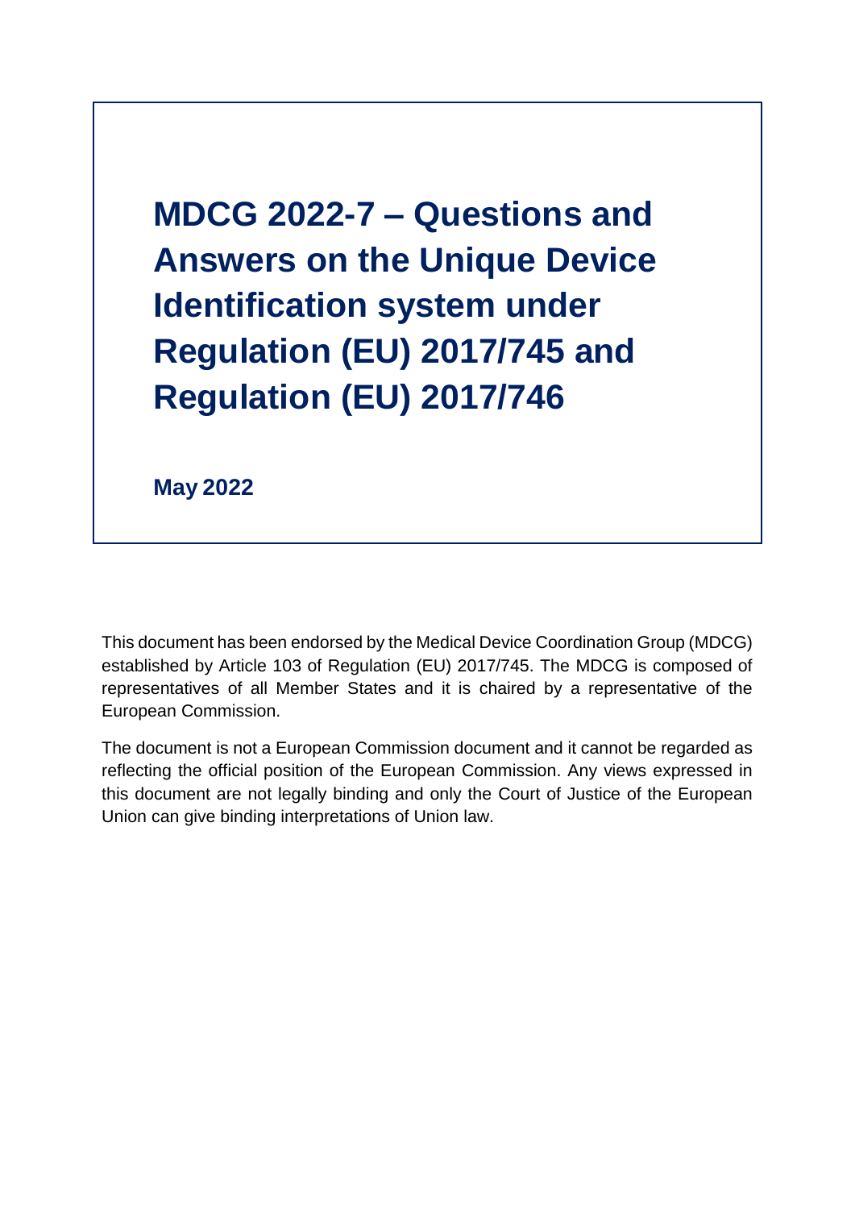# MDCG 2022-7 – Questions and Answers on the Unique Device Identification system under Regulation (EU) 2017/745 and Regulation (EU) 2017/746

**May 2022**

This document has been endorsed by the Medical Device Coordination Group (MDCG) established by Article 103 of Regulation (EU) 2017/745. The MDCG is composed of representatives of all Member States and it is chaired by a representative of the European Commission.

The document is not a European Commission document and it cannot be regarded as reflecting the official position of the European Commission. Any views expressed in this document are not legally binding and only the Court of Justice of the European Union can give binding interpretations of Union law.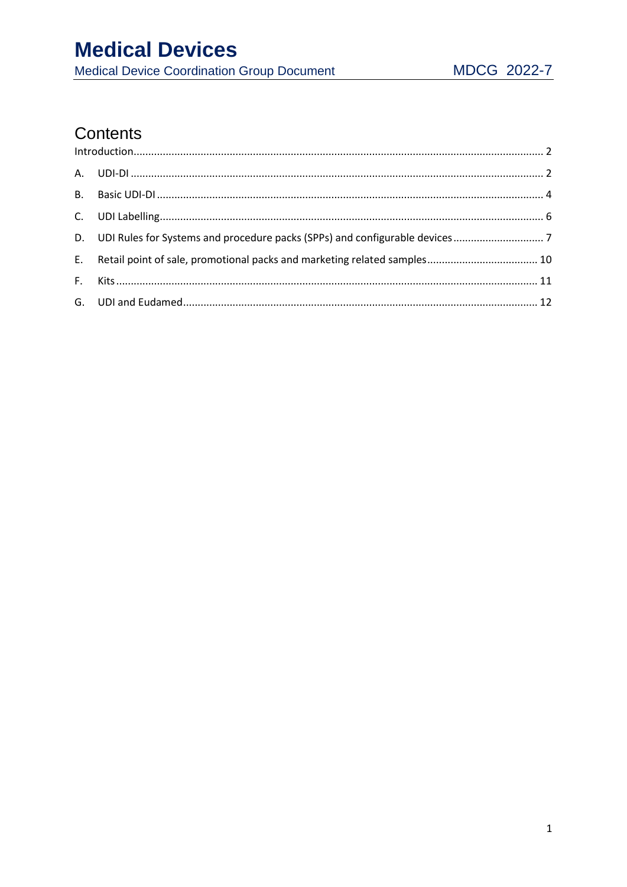## Contents

- Introduction ............ 2
- A. UDI-DI ............ 2
- B. Basic UDI-DI ............ 4
- C. UDI Labelling ............ 6
- D. UDI Rules for Systems and procedure packs (SPPs) and configurable devices ............ 7
- E. Retail point of sale, promotional packs and marketing related samples ............ 10
- F. Kits ............ 11
- G. UDI and Eudamed ............ 12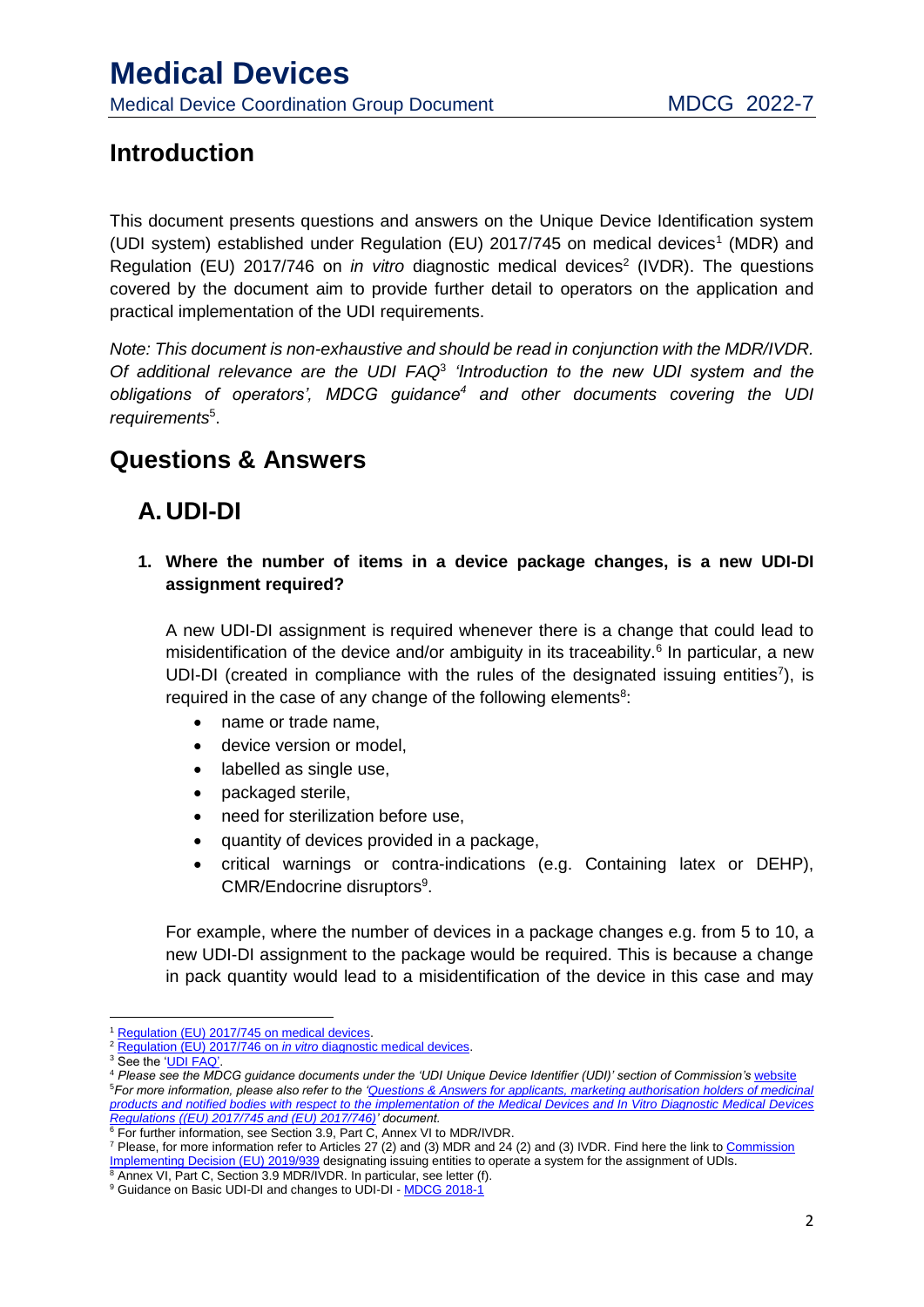## Introduction

This document presents questions and answers on the Unique Device Identification system (UDI system) established under Regulation (EU) 2017/745 on medical devices[1] (MDR) and Regulation (EU) 2017/746 on *in vitro* diagnostic medical devices[2] (IVDR). The questions covered by the document aim to provide further detail to operators on the application and practical implementation of the UDI requirements.

*Note: This document is non-exhaustive and should be read in conjunction with the MDR/IVDR. Of additional relevance are the UDI FAQ*[3] *'Introduction to the new UDI system and the obligations of operators', MDCG guidance*[4] *and other documents covering the UDI requirements*[5].

## Questions & Answers

### A. UDI-DI

**1. Where the number of items in a device package changes, is a new UDI-DI assignment required?**

A new UDI-DI assignment is required whenever there is a change that could lead to misidentification of the device and/or ambiguity in its traceability.[6] In particular, a new UDI-DI (created in compliance with the rules of the designated issuing entities[7]), is required in the case of any change of the following elements[8]:

- name or trade name,
- device version or model,
- labelled as single use,
- packaged sterile,
- need for sterilization before use,
- quantity of devices provided in a package,
- critical warnings or contra-indications (e.g. Containing latex or DEHP), CMR/Endocrine disruptors[9].

For example, where the number of devices in a package changes e.g. from 5 to 10, a new UDI-DI assignment to the package would be required. This is because a change in pack quantity would lead to a misidentification of the device in this case and may

---

[1] Regulation (EU) 2017/745 on medical devices.

[2] Regulation (EU) 2017/746 on *in vitro* diagnostic medical devices.

[3] See the 'UDI FAQ'.

[4] *Please see the MDCG guidance documents under the 'UDI Unique Device Identifier (UDI)' section of Commission's* website

[5] *For more information, please also refer to the 'Questions & Answers for applicants, marketing authorisation holders of medicinal products and notified bodies with respect to the implementation of the Medical Devices and In Vitro Diagnostic Medical Devices Regulations ((EU) 2017/745 and (EU) 2017/746)' document.*

[6] For further information, see Section 3.9, Part C, Annex VI to MDR/IVDR.

[7] Please, for more information refer to Articles 27 (2) and (3) MDR and 24 (2) and (3) IVDR. Find here the link to Commission Implementing Decision (EU) 2019/939 designating issuing entities to operate a system for the assignment of UDIs.

[8] Annex VI, Part C, Section 3.9 MDR/IVDR. In particular, see letter (f).

[9] Guidance on Basic UDI-DI and changes to UDI-DI - MDCG 2018-1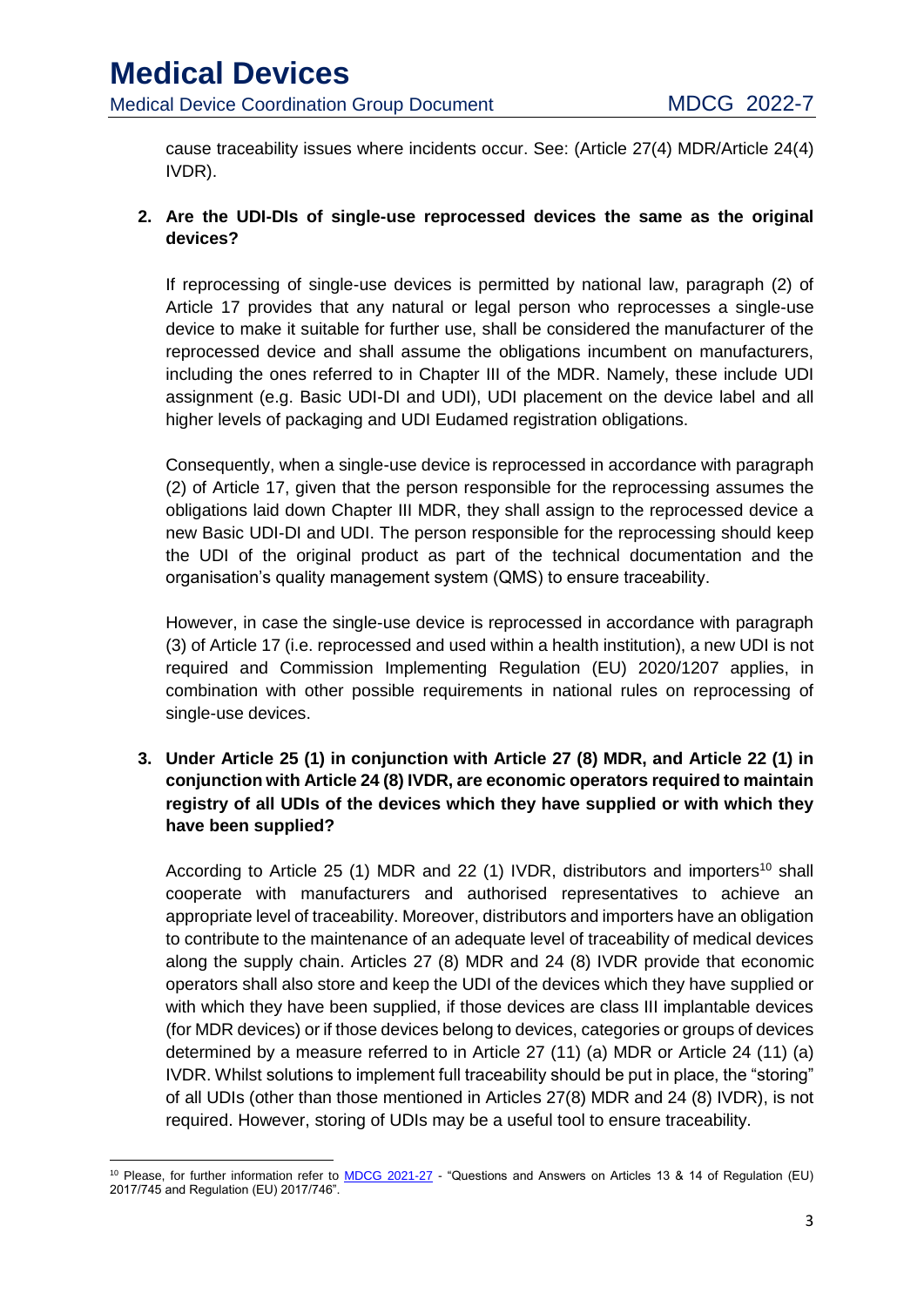cause traceability issues where incidents occur. See: (Article 27(4) MDR/Article 24(4) IVDR).

**2. Are the UDI-DIs of single-use reprocessed devices the same as the original devices?**

If reprocessing of single-use devices is permitted by national law, paragraph (2) of Article 17 provides that any natural or legal person who reprocesses a single-use device to make it suitable for further use, shall be considered the manufacturer of the reprocessed device and shall assume the obligations incumbent on manufacturers, including the ones referred to in Chapter III of the MDR. Namely, these include UDI assignment (e.g. Basic UDI-DI and UDI), UDI placement on the device label and all higher levels of packaging and UDI Eudamed registration obligations.

Consequently, when a single-use device is reprocessed in accordance with paragraph (2) of Article 17, given that the person responsible for the reprocessing assumes the obligations laid down Chapter III MDR, they shall assign to the reprocessed device a new Basic UDI-DI and UDI. The person responsible for the reprocessing should keep the UDI of the original product as part of the technical documentation and the organisation's quality management system (QMS) to ensure traceability.

However, in case the single-use device is reprocessed in accordance with paragraph (3) of Article 17 (i.e. reprocessed and used within a health institution), a new UDI is not required and Commission Implementing Regulation (EU) 2020/1207 applies, in combination with other possible requirements in national rules on reprocessing of single-use devices.

**3. Under Article 25 (1) in conjunction with Article 27 (8) MDR, and Article 22 (1) in conjunction with Article 24 (8) IVDR, are economic operators required to maintain registry of all UDIs of the devices which they have supplied or with which they have been supplied?**

According to Article 25 (1) MDR and 22 (1) IVDR, distributors and importers[10] shall cooperate with manufacturers and authorised representatives to achieve an appropriate level of traceability. Moreover, distributors and importers have an obligation to contribute to the maintenance of an adequate level of traceability of medical devices along the supply chain. Articles 27 (8) MDR and 24 (8) IVDR provide that economic operators shall also store and keep the UDI of the devices which they have supplied or with which they have been supplied, if those devices are class III implantable devices (for MDR devices) or if those devices belong to devices, categories or groups of devices determined by a measure referred to in Article 27 (11) (a) MDR or Article 24 (11) (a) IVDR. Whilst solutions to implement full traceability should be put in place, the "storing" of all UDIs (other than those mentioned in Articles 27(8) MDR and 24 (8) IVDR), is not required. However, storing of UDIs may be a useful tool to ensure traceability.

---

[10] Please, for further information refer to MDCG 2021-27 - "Questions and Answers on Articles 13 & 14 of Regulation (EU) 2017/745 and Regulation (EU) 2017/746".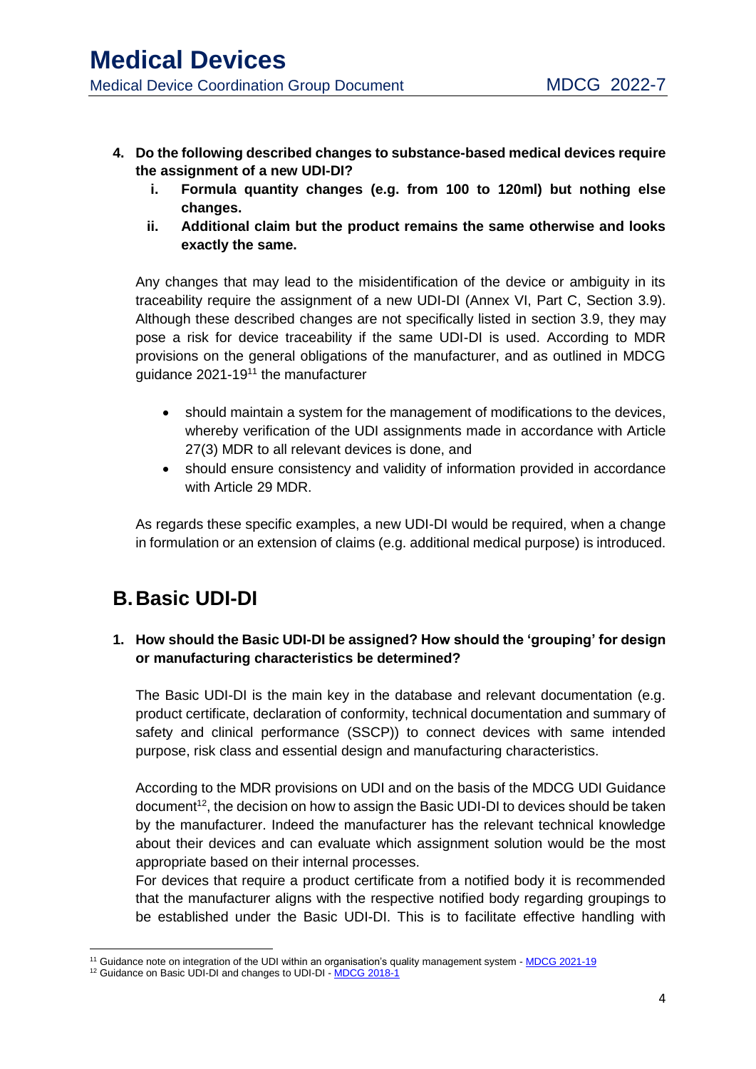4. **Do the following described changes to substance-based medical devices require the assignment of a new UDI-DI?**
   i. **Formula quantity changes (e.g. from 100 to 120ml) but nothing else changes.**
   ii. **Additional claim but the product remains the same otherwise and looks exactly the same.**

   Any changes that may lead to the misidentification of the device or ambiguity in its traceability require the assignment of a new UDI-DI (Annex VI, Part C, Section 3.9). Although these described changes are not specifically listed in section 3.9, they may pose a risk for device traceability if the same UDI-DI is used. According to MDR provisions on the general obligations of the manufacturer, and as outlined in MDCG guidance 2021-19[11] the manufacturer

   - should maintain a system for the management of modifications to the devices, whereby verification of the UDI assignments made in accordance with Article 27(3) MDR to all relevant devices is done, and
   - should ensure consistency and validity of information provided in accordance with Article 29 MDR.

   As regards these specific examples, a new UDI-DI would be required, when a change in formulation or an extension of claims (e.g. additional medical purpose) is introduced.

## B. Basic UDI-DI

1. **How should the Basic UDI-DI be assigned? How should the 'grouping' for design or manufacturing characteristics be determined?**

   The Basic UDI-DI is the main key in the database and relevant documentation (e.g. product certificate, declaration of conformity, technical documentation and summary of safety and clinical performance (SSCP)) to connect devices with same intended purpose, risk class and essential design and manufacturing characteristics.

   According to the MDR provisions on UDI and on the basis of the MDCG UDI Guidance document[12], the decision on how to assign the Basic UDI-DI to devices should be taken by the manufacturer. Indeed the manufacturer has the relevant technical knowledge about their devices and can evaluate which assignment solution would be the most appropriate based on their internal processes.
   For devices that require a product certificate from a notified body it is recommended that the manufacturer aligns with the respective notified body regarding groupings to be established under the Basic UDI-DI. This is to facilitate effective handling with

---

[11] Guidance note on integration of the UDI within an organisation's quality management system - MDCG 2021-19

[12] Guidance on Basic UDI-DI and changes to UDI-DI - MDCG 2018-1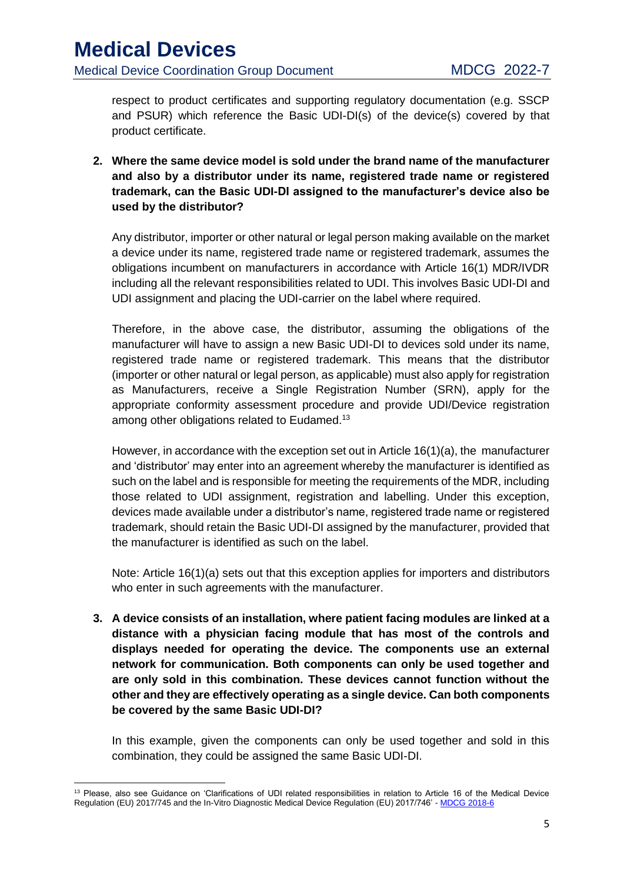respect to product certificates and supporting regulatory documentation (e.g. SSCP and PSUR) which reference the Basic UDI-DI(s) of the device(s) covered by that product certificate.

2. **Where the same device model is sold under the brand name of the manufacturer and also by a distributor under its name, registered trade name or registered trademark, can the Basic UDI-DI assigned to the manufacturer's device also be used by the distributor?**

   Any distributor, importer or other natural or legal person making available on the market a device under its name, registered trade name or registered trademark, assumes the obligations incumbent on manufacturers in accordance with Article 16(1) MDR/IVDR including all the relevant responsibilities related to UDI. This involves Basic UDI-DI and UDI assignment and placing the UDI-carrier on the label where required.

   Therefore, in the above case, the distributor, assuming the obligations of the manufacturer will have to assign a new Basic UDI-DI to devices sold under its name, registered trade name or registered trademark. This means that the distributor (importer or other natural or legal person, as applicable) must also apply for registration as Manufacturers, receive a Single Registration Number (SRN), apply for the appropriate conformity assessment procedure and provide UDI/Device registration among other obligations related to Eudamed.[13]

   However, in accordance with the exception set out in Article 16(1)(a), the manufacturer and 'distributor' may enter into an agreement whereby the manufacturer is identified as such on the label and is responsible for meeting the requirements of the MDR, including those related to UDI assignment, registration and labelling. Under this exception, devices made available under a distributor's name, registered trade name or registered trademark, should retain the Basic UDI-DI assigned by the manufacturer, provided that the manufacturer is identified as such on the label.

   Note: Article 16(1)(a) sets out that this exception applies for importers and distributors who enter in such agreements with the manufacturer.

3. **A device consists of an installation, where patient facing modules are linked at a distance with a physician facing module that has most of the controls and displays needed for operating the device. The components use an external network for communication. Both components can only be used together and are only sold in this combination. These devices cannot function without the other and they are effectively operating as a single device. Can both components be covered by the same Basic UDI-DI?**

   In this example, given the components can only be used together and sold in this combination, they could be assigned the same Basic UDI-DI.

---

[13] Please, also see Guidance on 'Clarifications of UDI related responsibilities in relation to Article 16 of the Medical Device Regulation (EU) 2017/745 and the In-Vitro Diagnostic Medical Device Regulation (EU) 2017/746' - MDCG 2018-6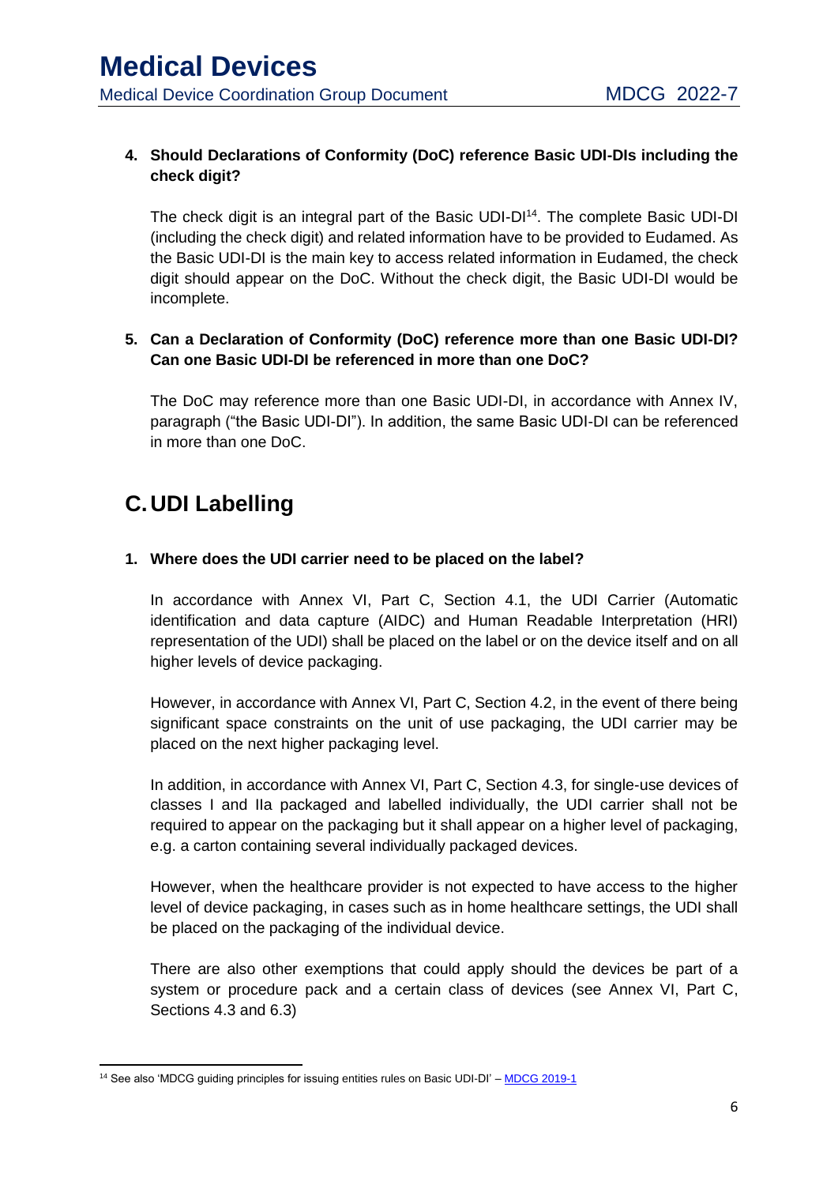**4. Should Declarations of Conformity (DoC) reference Basic UDI-DIs including the check digit?**

The check digit is an integral part of the Basic UDI-DI[14]. The complete Basic UDI-DI (including the check digit) and related information have to be provided to Eudamed. As the Basic UDI-DI is the main key to access related information in Eudamed, the check digit should appear on the DoC. Without the check digit, the Basic UDI-DI would be incomplete.

**5. Can a Declaration of Conformity (DoC) reference more than one Basic UDI-DI? Can one Basic UDI-DI be referenced in more than one DoC?**

The DoC may reference more than one Basic UDI-DI, in accordance with Annex IV, paragraph ("the Basic UDI-DI"). In addition, the same Basic UDI-DI can be referenced in more than one DoC.

## C. UDI Labelling

**1. Where does the UDI carrier need to be placed on the label?**

In accordance with Annex VI, Part C, Section 4.1, the UDI Carrier (Automatic identification and data capture (AIDC) and Human Readable Interpretation (HRI) representation of the UDI) shall be placed on the label or on the device itself and on all higher levels of device packaging.

However, in accordance with Annex VI, Part C, Section 4.2, in the event of there being significant space constraints on the unit of use packaging, the UDI carrier may be placed on the next higher packaging level.

In addition, in accordance with Annex VI, Part C, Section 4.3, for single-use devices of classes I and IIa packaged and labelled individually, the UDI carrier shall not be required to appear on the packaging but it shall appear on a higher level of packaging, e.g. a carton containing several individually packaged devices.

However, when the healthcare provider is not expected to have access to the higher level of device packaging, in cases such as in home healthcare settings, the UDI shall be placed on the packaging of the individual device.

There are also other exemptions that could apply should the devices be part of a system or procedure pack and a certain class of devices (see Annex VI, Part C, Sections 4.3 and 6.3)

[14] See also 'MDCG guiding principles for issuing entities rules on Basic UDI-DI' – MDCG 2019-1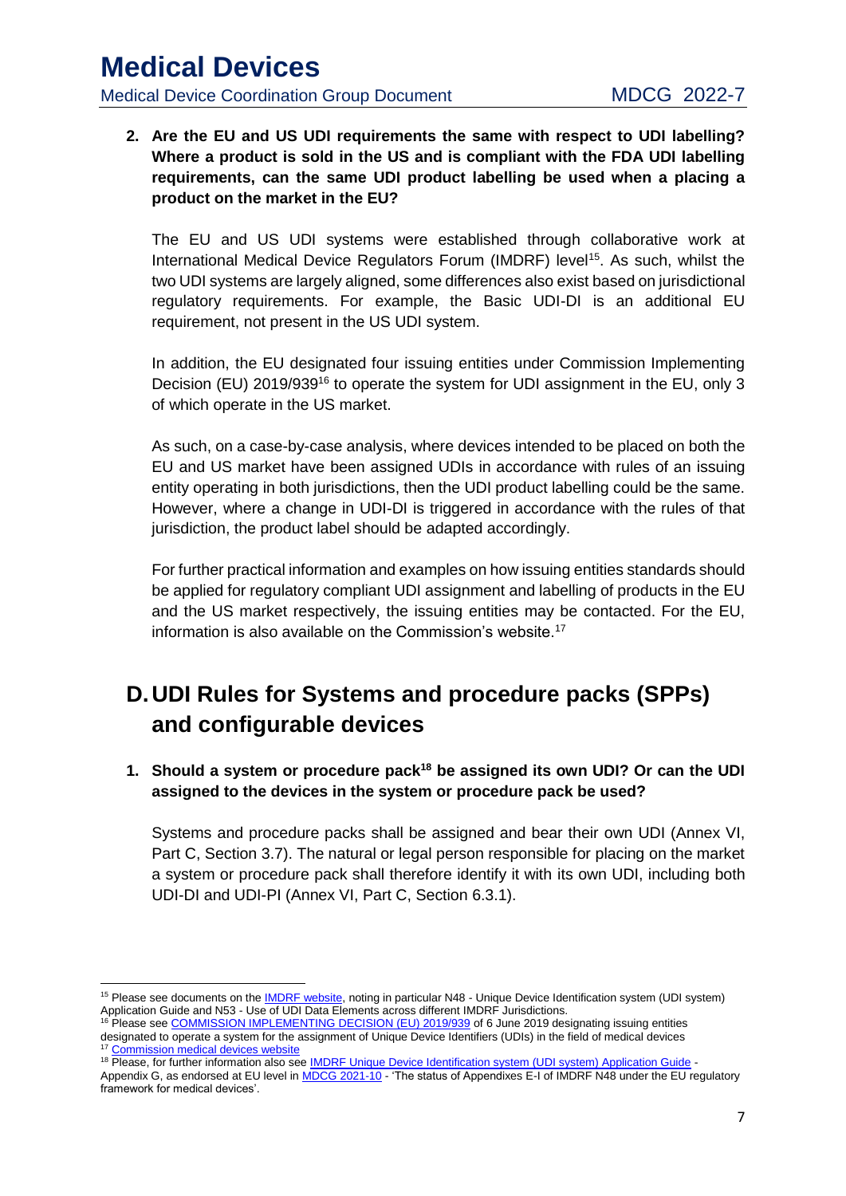**2. Are the EU and US UDI requirements the same with respect to UDI labelling? Where a product is sold in the US and is compliant with the FDA UDI labelling requirements, can the same UDI product labelling be used when a placing a product on the market in the EU?**

The EU and US UDI systems were established through collaborative work at International Medical Device Regulators Forum (IMDRF) level[15]. As such, whilst the two UDI systems are largely aligned, some differences also exist based on jurisdictional regulatory requirements. For example, the Basic UDI-DI is an additional EU requirement, not present in the US UDI system.

In addition, the EU designated four issuing entities under Commission Implementing Decision (EU) 2019/939[16] to operate the system for UDI assignment in the EU, only 3 of which operate in the US market.

As such, on a case-by-case analysis, where devices intended to be placed on both the EU and US market have been assigned UDIs in accordance with rules of an issuing entity operating in both jurisdictions, then the UDI product labelling could be the same. However, where a change in UDI-DI is triggered in accordance with the rules of that jurisdiction, the product label should be adapted accordingly.

For further practical information and examples on how issuing entities standards should be applied for regulatory compliant UDI assignment and labelling of products in the EU and the US market respectively, the issuing entities may be contacted. For the EU, information is also available on the Commission's website.[17]

## D. UDI Rules for Systems and procedure packs (SPPs) and configurable devices

**1. Should a system or procedure pack[18] be assigned its own UDI? Or can the UDI assigned to the devices in the system or procedure pack be used?**

Systems and procedure packs shall be assigned and bear their own UDI (Annex VI, Part C, Section 3.7). The natural or legal person responsible for placing on the market a system or procedure pack shall therefore identify it with its own UDI, including both UDI-DI and UDI-PI (Annex VI, Part C, Section 6.3.1).

---

[15] Please see documents on the IMDRF website, noting in particular N48 - Unique Device Identification system (UDI system) Application Guide and N53 - Use of UDI Data Elements across different IMDRF Jurisdictions.

[16] Please see COMMISSION IMPLEMENTING DECISION (EU) 2019/939 of 6 June 2019 designating issuing entities designated to operate a system for the assignment of Unique Device Identifiers (UDIs) in the field of medical devices

[17] Commission medical devices website

[18] Please, for further information also see IMDRF Unique Device Identification system (UDI system) Application Guide - Appendix G, as endorsed at EU level in MDCG 2021-10 - 'The status of Appendixes E-I of IMDRF N48 under the EU regulatory framework for medical devices'.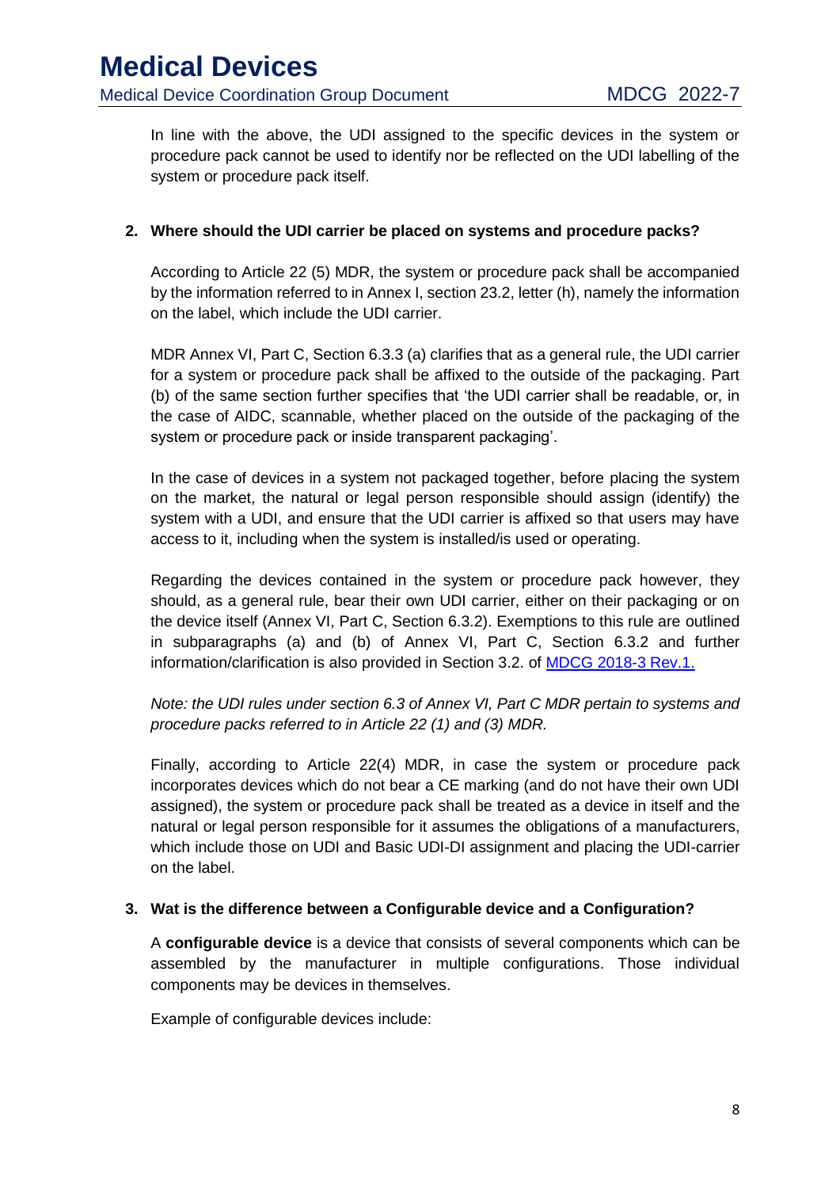In line with the above, the UDI assigned to the specific devices in the system or procedure pack cannot be used to identify nor be reflected on the UDI labelling of the system or procedure pack itself.

**2. Where should the UDI carrier be placed on systems and procedure packs?**

According to Article 22 (5) MDR, the system or procedure pack shall be accompanied by the information referred to in Annex I, section 23.2, letter (h), namely the information on the label, which include the UDI carrier.

MDR Annex VI, Part C, Section 6.3.3 (a) clarifies that as a general rule, the UDI carrier for a system or procedure pack shall be affixed to the outside of the packaging. Part (b) of the same section further specifies that 'the UDI carrier shall be readable, or, in the case of AIDC, scannable, whether placed on the outside of the packaging of the system or procedure pack or inside transparent packaging'.

In the case of devices in a system not packaged together, before placing the system on the market, the natural or legal person responsible should assign (identify) the system with a UDI, and ensure that the UDI carrier is affixed so that users may have access to it, including when the system is installed/is used or operating.

Regarding the devices contained in the system or procedure pack however, they should, as a general rule, bear their own UDI carrier, either on their packaging or on the device itself (Annex VI, Part C, Section 6.3.2). Exemptions to this rule are outlined in subparagraphs (a) and (b) of Annex VI, Part C, Section 6.3.2 and further information/clarification is also provided in Section 3.2. of MDCG 2018-3 Rev.1.

*Note: the UDI rules under section 6.3 of Annex VI, Part C MDR pertain to systems and procedure packs referred to in Article 22 (1) and (3) MDR.*

Finally, according to Article 22(4) MDR, in case the system or procedure pack incorporates devices which do not bear a CE marking (and do not have their own UDI assigned), the system or procedure pack shall be treated as a device in itself and the natural or legal person responsible for it assumes the obligations of a manufacturers, which include those on UDI and Basic UDI-DI assignment and placing the UDI-carrier on the label.

**3. Wat is the difference between a Configurable device and a Configuration?**

A **configurable device** is a device that consists of several components which can be assembled by the manufacturer in multiple configurations. Those individual components may be devices in themselves.

Example of configurable devices include: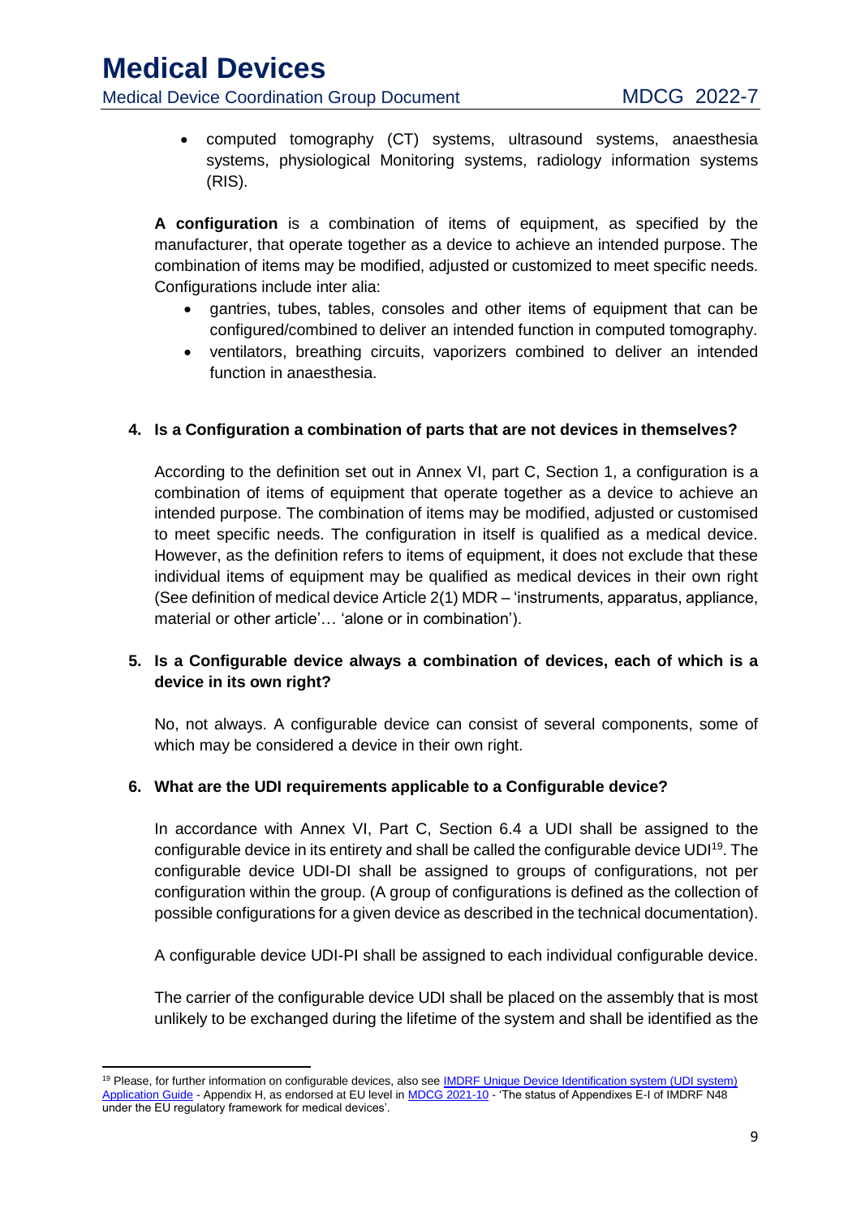- computed tomography (CT) systems, ultrasound systems, anaesthesia systems, physiological Monitoring systems, radiology information systems (RIS).

**A configuration** is a combination of items of equipment, as specified by the manufacturer, that operate together as a device to achieve an intended purpose. The combination of items may be modified, adjusted or customized to meet specific needs. Configurations include inter alia:

- gantries, tubes, tables, consoles and other items of equipment that can be configured/combined to deliver an intended function in computed tomography.
- ventilators, breathing circuits, vaporizers combined to deliver an intended function in anaesthesia.

**4. Is a Configuration a combination of parts that are not devices in themselves?**

According to the definition set out in Annex VI, part C, Section 1, a configuration is a combination of items of equipment that operate together as a device to achieve an intended purpose. The combination of items may be modified, adjusted or customised to meet specific needs. The configuration in itself is qualified as a medical device. However, as the definition refers to items of equipment, it does not exclude that these individual items of equipment may be qualified as medical devices in their own right (See definition of medical device Article 2(1) MDR – 'instruments, apparatus, appliance, material or other article'… 'alone or in combination').

**5. Is a Configurable device always a combination of devices, each of which is a device in its own right?**

No, not always. A configurable device can consist of several components, some of which may be considered a device in their own right.

**6. What are the UDI requirements applicable to a Configurable device?**

In accordance with Annex VI, Part C, Section 6.4 a UDI shall be assigned to the configurable device in its entirety and shall be called the configurable device UDI[19]. The configurable device UDI-DI shall be assigned to groups of configurations, not per configuration within the group. (A group of configurations is defined as the collection of possible configurations for a given device as described in the technical documentation).

A configurable device UDI-PI shall be assigned to each individual configurable device.

The carrier of the configurable device UDI shall be placed on the assembly that is most unlikely to be exchanged during the lifetime of the system and shall be identified as the

---

[19] Please, for further information on configurable devices, also see IMDRF Unique Device Identification system (UDI system) Application Guide - Appendix H, as endorsed at EU level in MDCG 2021-10 - 'The status of Appendixes E-I of IMDRF N48 under the EU regulatory framework for medical devices'.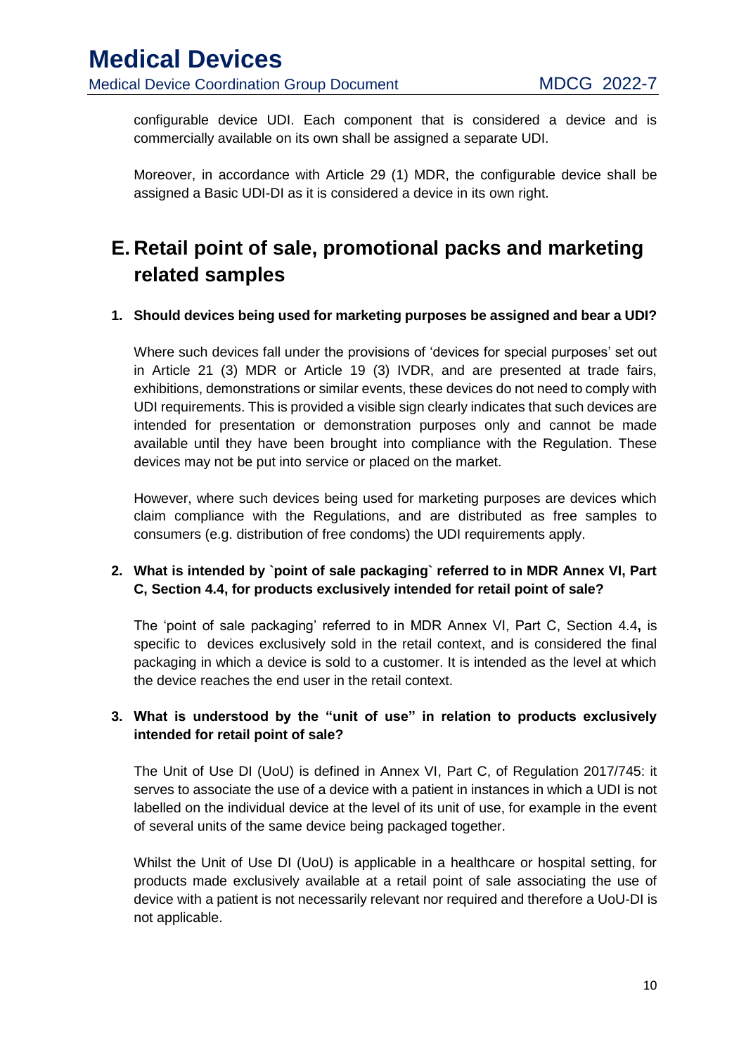configurable device UDI. Each component that is considered a device and is commercially available on its own shall be assigned a separate UDI.

Moreover, in accordance with Article 29 (1) MDR, the configurable device shall be assigned a Basic UDI-DI as it is considered a device in its own right.

# E. Retail point of sale, promotional packs and marketing related samples

**1. Should devices being used for marketing purposes be assigned and bear a UDI?**

Where such devices fall under the provisions of 'devices for special purposes' set out in Article 21 (3) MDR or Article 19 (3) IVDR, and are presented at trade fairs, exhibitions, demonstrations or similar events, these devices do not need to comply with UDI requirements. This is provided a visible sign clearly indicates that such devices are intended for presentation or demonstration purposes only and cannot be made available until they have been brought into compliance with the Regulation. These devices may not be put into service or placed on the market.

However, where such devices being used for marketing purposes are devices which claim compliance with the Regulations, and are distributed as free samples to consumers (e.g. distribution of free condoms) the UDI requirements apply.

**2. What is intended by `point of sale packaging` referred to in MDR Annex VI, Part C, Section 4.4, for products exclusively intended for retail point of sale?**

The 'point of sale packaging' referred to in MDR Annex VI, Part C, Section 4.4**,** is specific to devices exclusively sold in the retail context, and is considered the final packaging in which a device is sold to a customer. It is intended as the level at which the device reaches the end user in the retail context.

**3. What is understood by the "unit of use" in relation to products exclusively intended for retail point of sale?**

The Unit of Use DI (UoU) is defined in Annex VI, Part C, of Regulation 2017/745: it serves to associate the use of a device with a patient in instances in which a UDI is not labelled on the individual device at the level of its unit of use, for example in the event of several units of the same device being packaged together.

Whilst the Unit of Use DI (UoU) is applicable in a healthcare or hospital setting, for products made exclusively available at a retail point of sale associating the use of device with a patient is not necessarily relevant nor required and therefore a UoU-DI is not applicable.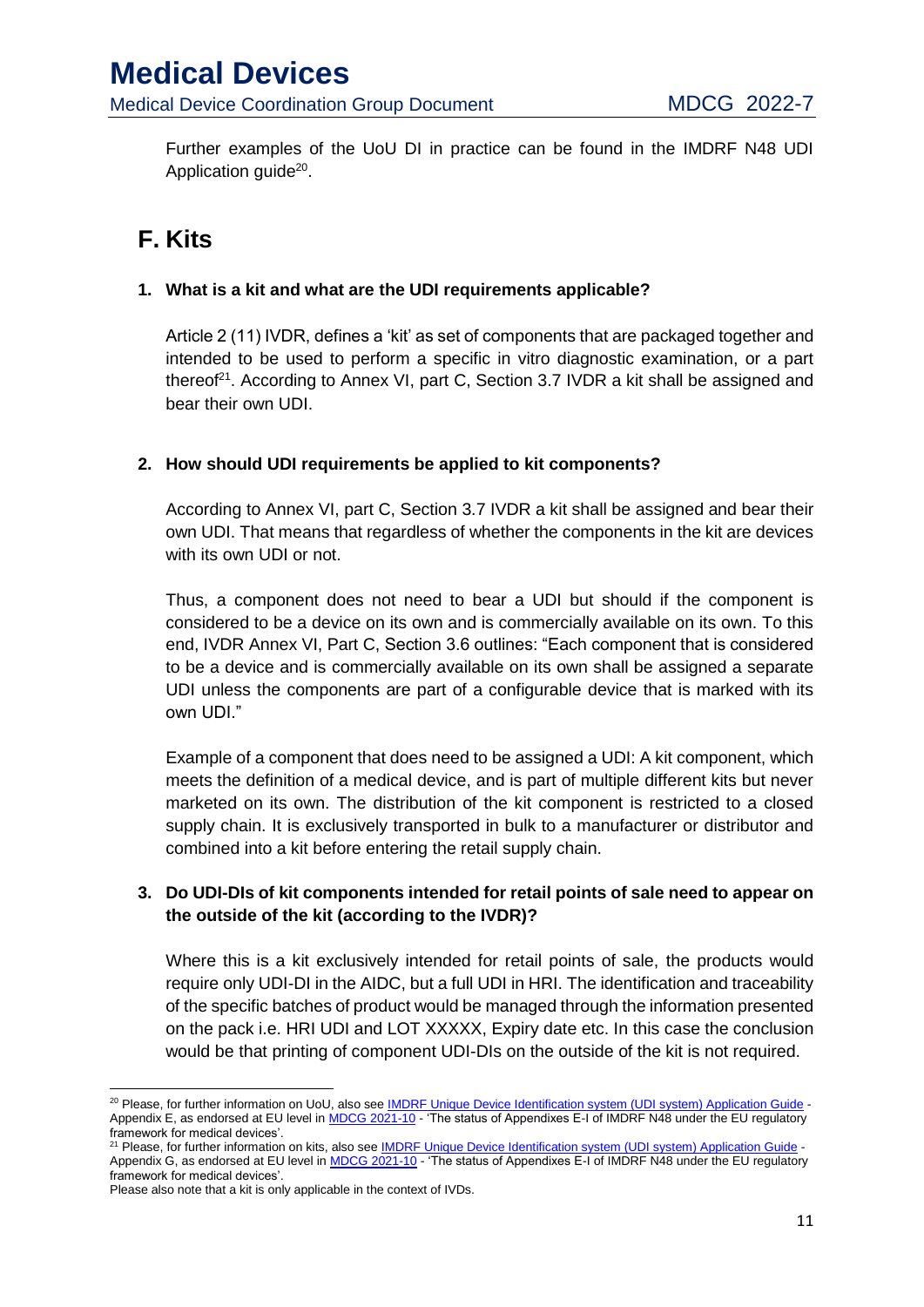Further examples of the UoU DI in practice can be found in the IMDRF N48 UDI Application guide[20].

## F. Kits

### 1. What is a kit and what are the UDI requirements applicable?

Article 2 (11) IVDR, defines a 'kit' as set of components that are packaged together and intended to be used to perform a specific in vitro diagnostic examination, or a part thereof[21]. According to Annex VI, part C, Section 3.7 IVDR a kit shall be assigned and bear their own UDI.

### 2. How should UDI requirements be applied to kit components?

According to Annex VI, part C, Section 3.7 IVDR a kit shall be assigned and bear their own UDI. That means that regardless of whether the components in the kit are devices with its own UDI or not.

Thus, a component does not need to bear a UDI but should if the component is considered to be a device on its own and is commercially available on its own. To this end, IVDR Annex VI, Part C, Section 3.6 outlines: "Each component that is considered to be a device and is commercially available on its own shall be assigned a separate UDI unless the components are part of a configurable device that is marked with its own UDI."

Example of a component that does need to be assigned a UDI: A kit component, which meets the definition of a medical device, and is part of multiple different kits but never marketed on its own. The distribution of the kit component is restricted to a closed supply chain. It is exclusively transported in bulk to a manufacturer or distributor and combined into a kit before entering the retail supply chain.

### 3. Do UDI-DIs of kit components intended for retail points of sale need to appear on the outside of the kit (according to the IVDR)?

Where this is a kit exclusively intended for retail points of sale, the products would require only UDI-DI in the AIDC, but a full UDI in HRI. The identification and traceability of the specific batches of product would be managed through the information presented on the pack i.e. HRI UDI and LOT XXXXX, Expiry date etc. In this case the conclusion would be that printing of component UDI-DIs on the outside of the kit is not required.

---

[20] Please, for further information on UoU, also see IMDRF Unique Device Identification system (UDI system) Application Guide - Appendix E, as endorsed at EU level in MDCG 2021-10 - 'The status of Appendixes E-I of IMDRF N48 under the EU regulatory framework for medical devices'.

[21] Please, for further information on kits, also see IMDRF Unique Device Identification system (UDI system) Application Guide - Appendix G, as endorsed at EU level in MDCG 2021-10 - 'The status of Appendixes E-I of IMDRF N48 under the EU regulatory framework for medical devices'.
Please also note that a kit is only applicable in the context of IVDs.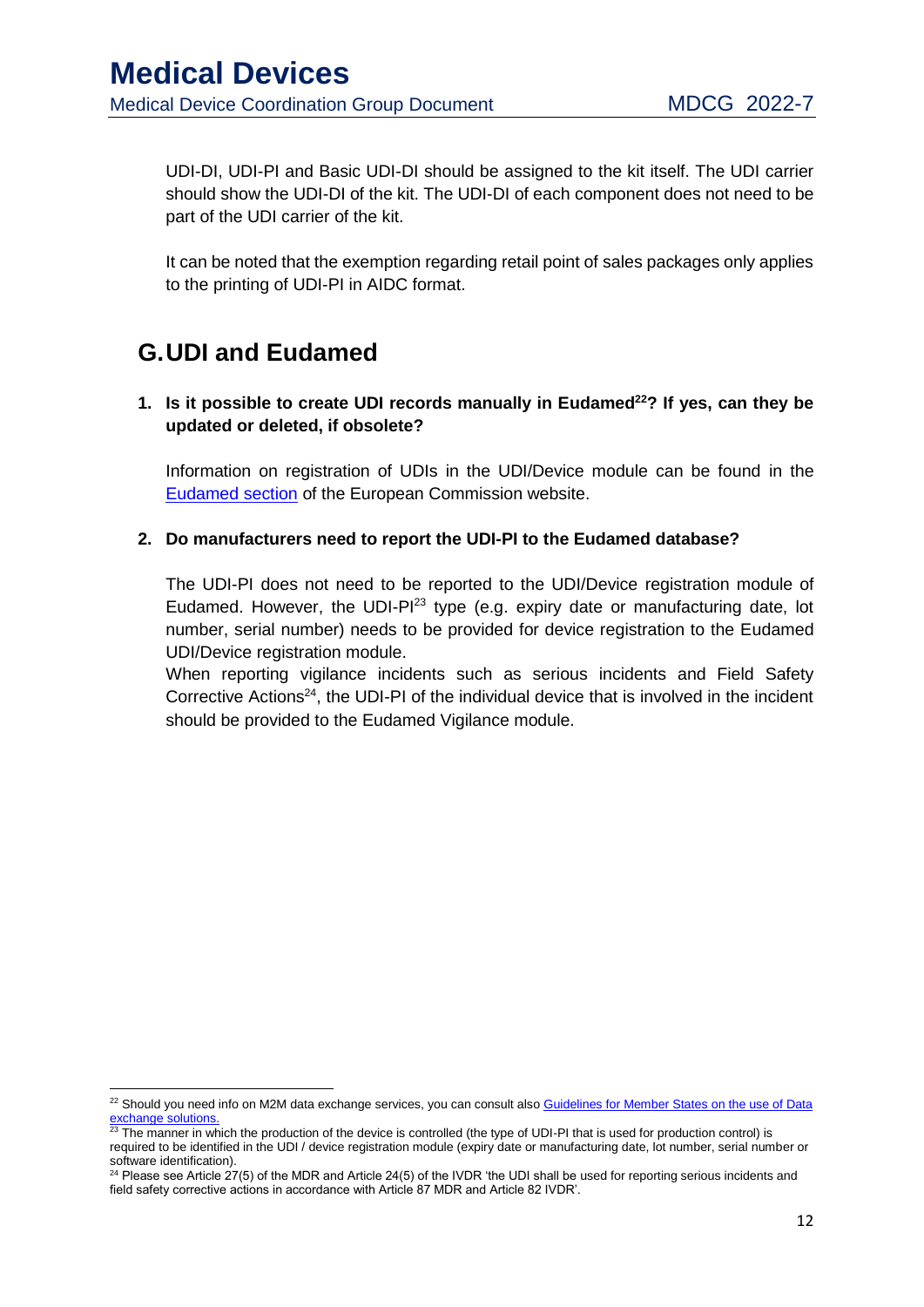UDI-DI, UDI-PI and Basic UDI-DI should be assigned to the kit itself. The UDI carrier should show the UDI-DI of the kit. The UDI-DI of each component does not need to be part of the UDI carrier of the kit.

It can be noted that the exemption regarding retail point of sales packages only applies to the printing of UDI-PI in AIDC format.

## G. UDI and Eudamed

**1. Is it possible to create UDI records manually in Eudamed[22]? If yes, can they be updated or deleted, if obsolete?**

Information on registration of UDIs in the UDI/Device module can be found in the Eudamed section of the European Commission website.

**2. Do manufacturers need to report the UDI-PI to the Eudamed database?**

The UDI-PI does not need to be reported to the UDI/Device registration module of Eudamed. However, the UDI-PI[23] type (e.g. expiry date or manufacturing date, lot number, serial number) needs to be provided for device registration to the Eudamed UDI/Device registration module.

When reporting vigilance incidents such as serious incidents and Field Safety Corrective Actions[24], the UDI-PI of the individual device that is involved in the incident should be provided to the Eudamed Vigilance module.

---

[22] Should you need info on M2M data exchange services, you can consult also Guidelines for Member States on the use of Data exchange solutions.

[23] The manner in which the production of the device is controlled (the type of UDI-PI that is used for production control) is required to be identified in the UDI / device registration module (expiry date or manufacturing date, lot number, serial number or software identification).

[24] Please see Article 27(5) of the MDR and Article 24(5) of the IVDR 'the UDI shall be used for reporting serious incidents and field safety corrective actions in accordance with Article 87 MDR and Article 82 IVDR'.